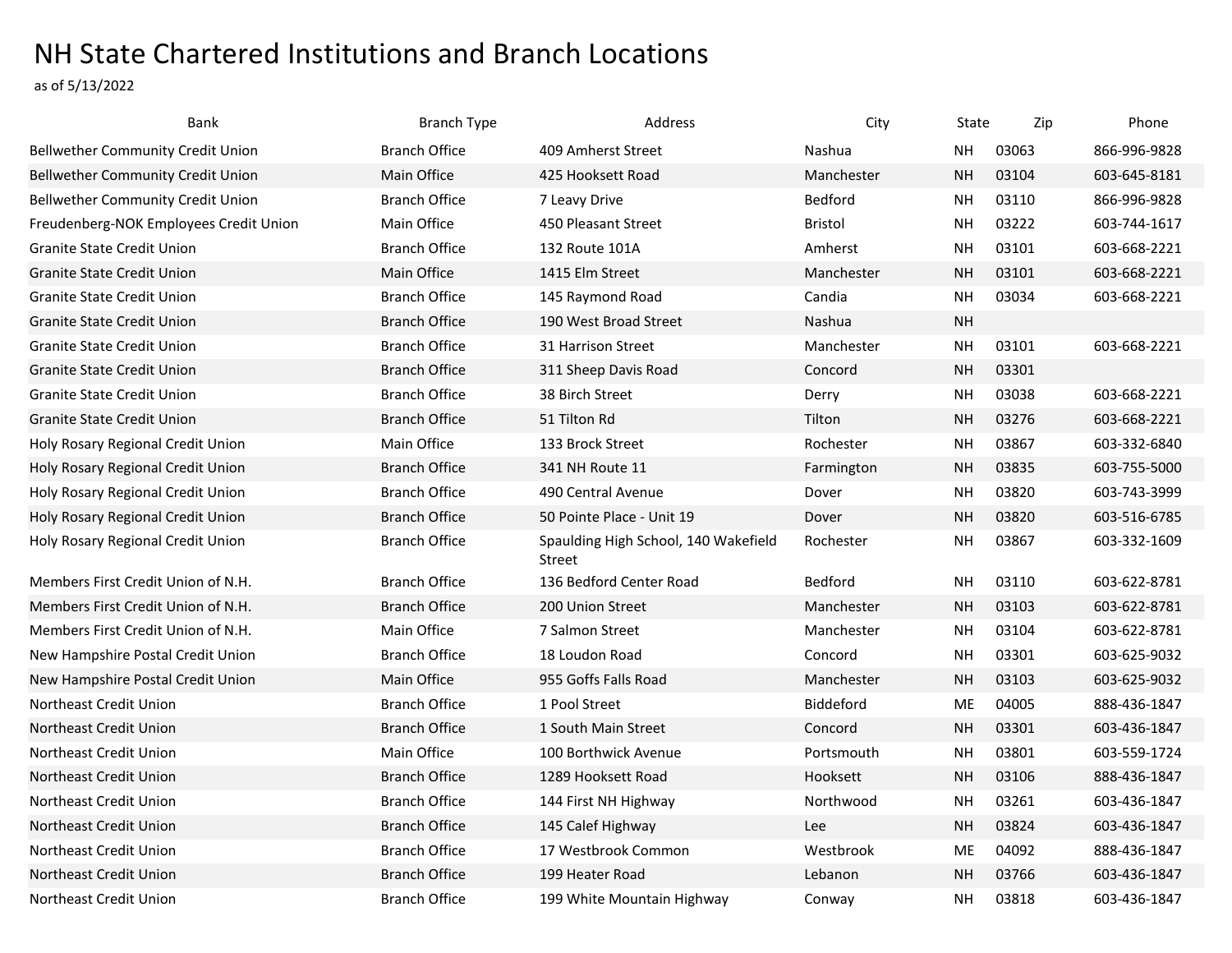# NH State Chartered Institutions and Branch Locations

as of 5/13/2022

| Bank | Branch Type | Address | City | State | Zip | Phone |
|---|---|---|---|---|---|---|
| Bellwether Community Credit Union | Branch Office | 409 Amherst Street | Nashua | NH | 03063 | 866-996-9828 |
| Bellwether Community Credit Union | Main Office | 425 Hooksett Road | Manchester | NH | 03104 | 603-645-8181 |
| Bellwether Community Credit Union | Branch Office | 7 Leavy Drive | Bedford | NH | 03110 | 866-996-9828 |
| Freudenberg-NOK Employees Credit Union | Main Office | 450 Pleasant Street | Bristol | NH | 03222 | 603-744-1617 |
| Granite State Credit Union | Branch Office | 132 Route 101A | Amherst | NH | 03101 | 603-668-2221 |
| Granite State Credit Union | Main Office | 1415 Elm Street | Manchester | NH | 03101 | 603-668-2221 |
| Granite State Credit Union | Branch Office | 145 Raymond Road | Candia | NH | 03034 | 603-668-2221 |
| Granite State Credit Union | Branch Office | 190 West Broad Street | Nashua | NH | | |
| Granite State Credit Union | Branch Office | 31 Harrison Street | Manchester | NH | 03101 | 603-668-2221 |
| Granite State Credit Union | Branch Office | 311 Sheep Davis Road | Concord | NH | 03301 | |
| Granite State Credit Union | Branch Office | 38 Birch Street | Derry | NH | 03038 | 603-668-2221 |
| Granite State Credit Union | Branch Office | 51 Tilton Rd | Tilton | NH | 03276 | 603-668-2221 |
| Holy Rosary Regional Credit Union | Main Office | 133 Brock Street | Rochester | NH | 03867 | 603-332-6840 |
| Holy Rosary Regional Credit Union | Branch Office | 341 NH Route 11 | Farmington | NH | 03835 | 603-755-5000 |
| Holy Rosary Regional Credit Union | Branch Office | 490 Central Avenue | Dover | NH | 03820 | 603-743-3999 |
| Holy Rosary Regional Credit Union | Branch Office | 50 Pointe Place - Unit 19 | Dover | NH | 03820 | 603-516-6785 |
| Holy Rosary Regional Credit Union | Branch Office | Spaulding High School, 140 Wakefield Street | Rochester | NH | 03867 | 603-332-1609 |
| Members First Credit Union of N.H. | Branch Office | 136 Bedford Center Road | Bedford | NH | 03110 | 603-622-8781 |
| Members First Credit Union of N.H. | Branch Office | 200 Union Street | Manchester | NH | 03103 | 603-622-8781 |
| Members First Credit Union of N.H. | Main Office | 7 Salmon Street | Manchester | NH | 03104 | 603-622-8781 |
| New Hampshire Postal Credit Union | Branch Office | 18 Loudon Road | Concord | NH | 03301 | 603-625-9032 |
| New Hampshire Postal Credit Union | Main Office | 955 Goffs Falls Road | Manchester | NH | 03103 | 603-625-9032 |
| Northeast Credit Union | Branch Office | 1 Pool Street | Biddeford | ME | 04005 | 888-436-1847 |
| Northeast Credit Union | Branch Office | 1 South Main Street | Concord | NH | 03301 | 603-436-1847 |
| Northeast Credit Union | Main Office | 100 Borthwick Avenue | Portsmouth | NH | 03801 | 603-559-1724 |
| Northeast Credit Union | Branch Office | 1289 Hooksett Road | Hooksett | NH | 03106 | 888-436-1847 |
| Northeast Credit Union | Branch Office | 144 First NH Highway | Northwood | NH | 03261 | 603-436-1847 |
| Northeast Credit Union | Branch Office | 145 Calef Highway | Lee | NH | 03824 | 603-436-1847 |
| Northeast Credit Union | Branch Office | 17 Westbrook Common | Westbrook | ME | 04092 | 888-436-1847 |
| Northeast Credit Union | Branch Office | 199 Heater Road | Lebanon | NH | 03766 | 603-436-1847 |
| Northeast Credit Union | Branch Office | 199 White Mountain Highway | Conway | NH | 03818 | 603-436-1847 |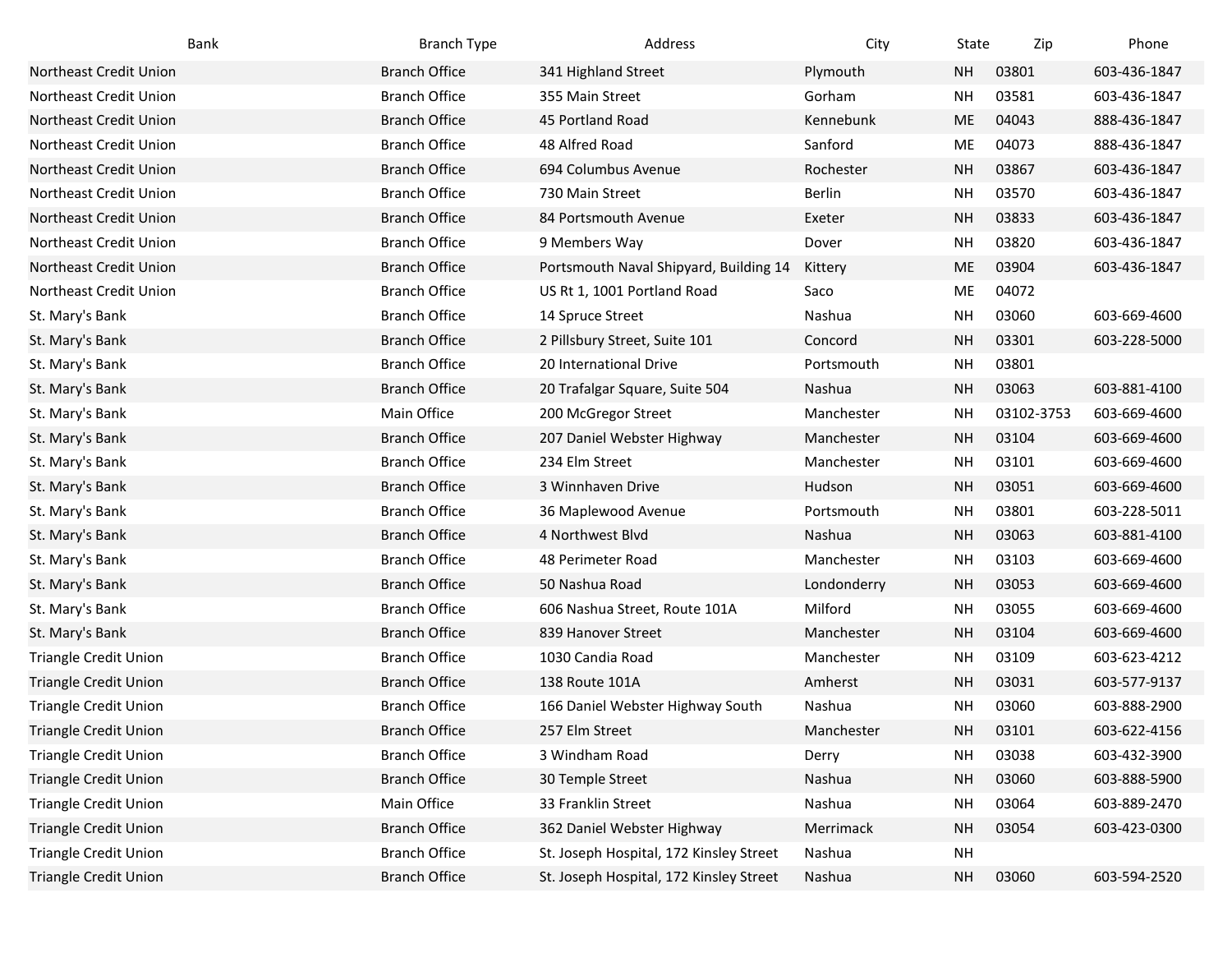| Bank | Branch Type | Address | City | State | Zip | Phone |
|---|---|---|---|---|---|---|
| Northeast Credit Union | Branch Office | 341 Highland Street | Plymouth | NH | 03801 | 603-436-1847 |
| Northeast Credit Union | Branch Office | 355 Main Street | Gorham | NH | 03581 | 603-436-1847 |
| Northeast Credit Union | Branch Office | 45 Portland Road | Kennebunk | ME | 04043 | 888-436-1847 |
| Northeast Credit Union | Branch Office | 48 Alfred Road | Sanford | ME | 04073 | 888-436-1847 |
| Northeast Credit Union | Branch Office | 694 Columbus Avenue | Rochester | NH | 03867 | 603-436-1847 |
| Northeast Credit Union | Branch Office | 730 Main Street | Berlin | NH | 03570 | 603-436-1847 |
| Northeast Credit Union | Branch Office | 84 Portsmouth Avenue | Exeter | NH | 03833 | 603-436-1847 |
| Northeast Credit Union | Branch Office | 9 Members Way | Dover | NH | 03820 | 603-436-1847 |
| Northeast Credit Union | Branch Office | Portsmouth Naval Shipyard, Building 14 | Kittery | ME | 03904 | 603-436-1847 |
| Northeast Credit Union | Branch Office | US Rt 1, 1001 Portland Road | Saco | ME | 04072 | |
| St. Mary's Bank | Branch Office | 14 Spruce Street | Nashua | NH | 03060 | 603-669-4600 |
| St. Mary's Bank | Branch Office | 2 Pillsbury Street, Suite 101 | Concord | NH | 03301 | 603-228-5000 |
| St. Mary's Bank | Branch Office | 20 International Drive | Portsmouth | NH | 03801 | |
| St. Mary's Bank | Branch Office | 20 Trafalgar Square, Suite 504 | Nashua | NH | 03063 | 603-881-4100 |
| St. Mary's Bank | Main Office | 200 McGregor Street | Manchester | NH | 03102-3753 | 603-669-4600 |
| St. Mary's Bank | Branch Office | 207 Daniel Webster Highway | Manchester | NH | 03104 | 603-669-4600 |
| St. Mary's Bank | Branch Office | 234 Elm Street | Manchester | NH | 03101 | 603-669-4600 |
| St. Mary's Bank | Branch Office | 3 Winnhaven Drive | Hudson | NH | 03051 | 603-669-4600 |
| St. Mary's Bank | Branch Office | 36 Maplewood Avenue | Portsmouth | NH | 03801 | 603-228-5011 |
| St. Mary's Bank | Branch Office | 4 Northwest Blvd | Nashua | NH | 03063 | 603-881-4100 |
| St. Mary's Bank | Branch Office | 48 Perimeter Road | Manchester | NH | 03103 | 603-669-4600 |
| St. Mary's Bank | Branch Office | 50 Nashua Road | Londonderry | NH | 03053 | 603-669-4600 |
| St. Mary's Bank | Branch Office | 606 Nashua Street, Route 101A | Milford | NH | 03055 | 603-669-4600 |
| St. Mary's Bank | Branch Office | 839 Hanover Street | Manchester | NH | 03104 | 603-669-4600 |
| Triangle Credit Union | Branch Office | 1030 Candia Road | Manchester | NH | 03109 | 603-623-4212 |
| Triangle Credit Union | Branch Office | 138 Route 101A | Amherst | NH | 03031 | 603-577-9137 |
| Triangle Credit Union | Branch Office | 166 Daniel Webster Highway South | Nashua | NH | 03060 | 603-888-2900 |
| Triangle Credit Union | Branch Office | 257 Elm Street | Manchester | NH | 03101 | 603-622-4156 |
| Triangle Credit Union | Branch Office | 3 Windham Road | Derry | NH | 03038 | 603-432-3900 |
| Triangle Credit Union | Branch Office | 30 Temple Street | Nashua | NH | 03060 | 603-888-5900 |
| Triangle Credit Union | Main Office | 33 Franklin Street | Nashua | NH | 03064 | 603-889-2470 |
| Triangle Credit Union | Branch Office | 362 Daniel Webster Highway | Merrimack | NH | 03054 | 603-423-0300 |
| Triangle Credit Union | Branch Office | St. Joseph Hospital, 172 Kinsley Street | Nashua | NH | | |
| Triangle Credit Union | Branch Office | St. Joseph Hospital, 172 Kinsley Street | Nashua | NH | 03060 | 603-594-2520 |